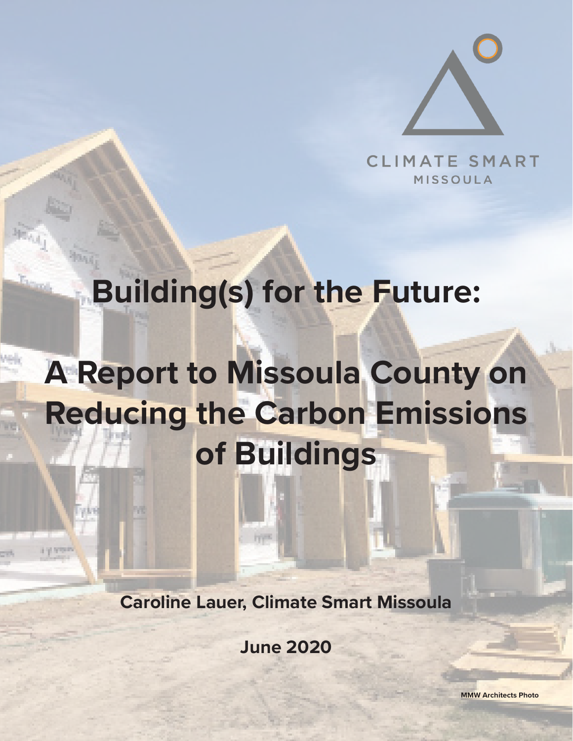CLIMATE SMART

MISSOULA

# Building(s) for the Future:

# A Report to Missoula County on Reducing the Carbon Emissions of Buildings

**Caroline Lauer, Climate Smart Missoula**

**June 2020**

MMW Architects Photo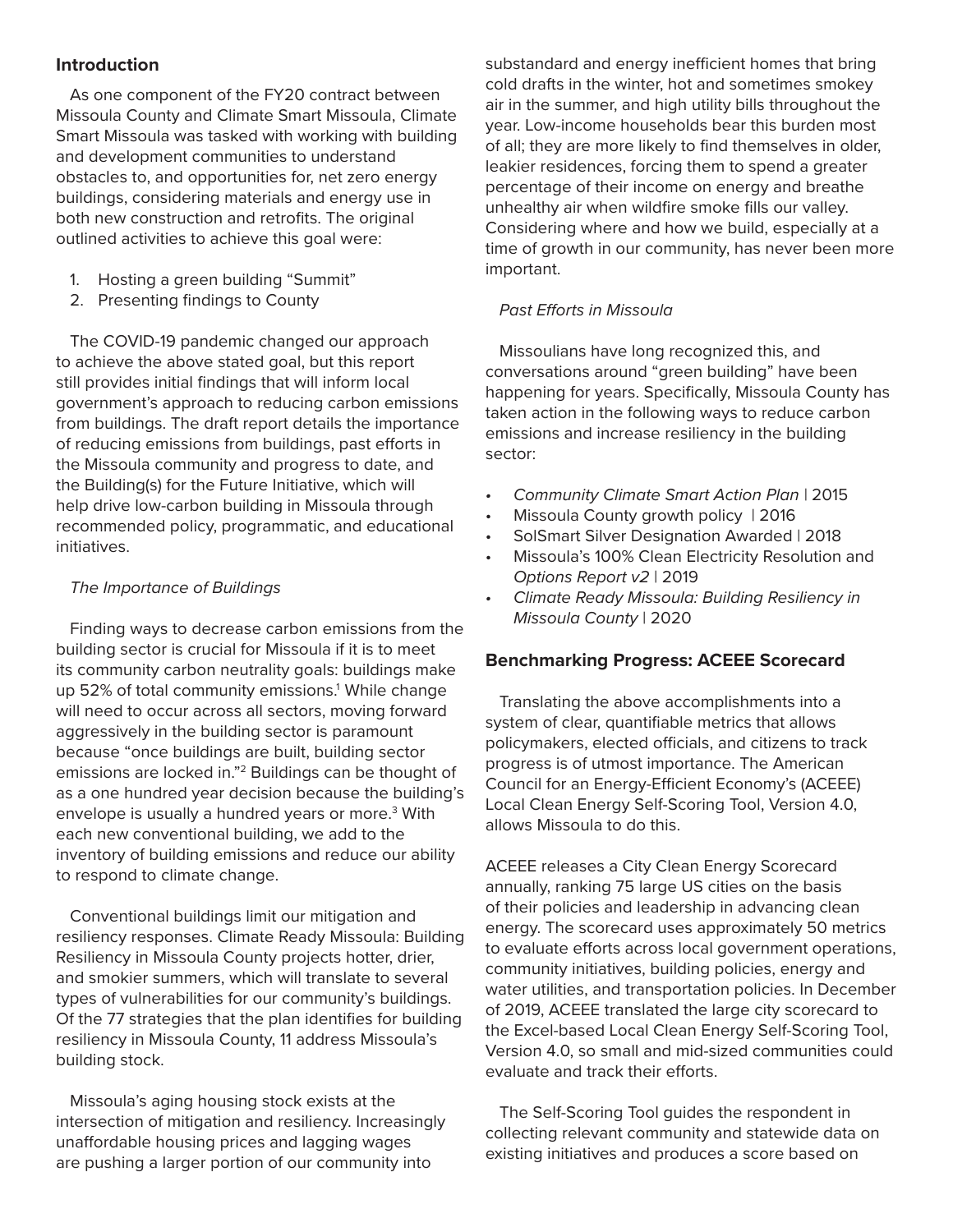## Introduction

As one component of the FY20 contract between Missoula County and Climate Smart Missoula, Climate Smart Missoula was tasked with working with building and development communities to understand obstacles to, and opportunities for, net zero energy buildings, considering materials and energy use in both new construction and retrofits. The original outlined activities to achieve this goal were:

1. Hosting a green building "Summit"
2. Presenting findings to County

The COVID-19 pandemic changed our approach to achieve the above stated goal, but this report still provides initial findings that will inform local government's approach to reducing carbon emissions from buildings. The draft report details the importance of reducing emissions from buildings, past efforts in the Missoula community and progress to date, and the Building(s) for the Future Initiative, which will help drive low-carbon building in Missoula through recommended policy, programmatic, and educational initiatives.

### *The Importance of Buildings*

Finding ways to decrease carbon emissions from the building sector is crucial for Missoula if it is to meet its community carbon neutrality goals: buildings make up 52% of total community emissions.[1] While change will need to occur across all sectors, moving forward aggressively in the building sector is paramount because "once buildings are built, building sector emissions are locked in."[2] Buildings can be thought of as a one hundred year decision because the building's envelope is usually a hundred years or more.[3] With each new conventional building, we add to the inventory of building emissions and reduce our ability to respond to climate change.

Conventional buildings limit our mitigation and resiliency responses. Climate Ready Missoula: Building Resiliency in Missoula County projects hotter, drier, and smokier summers, which will translate to several types of vulnerabilities for our community's buildings. Of the 77 strategies that the plan identifies for building resiliency in Missoula County, 11 address Missoula's building stock.

Missoula's aging housing stock exists at the intersection of mitigation and resiliency. Increasingly unaffordable housing prices and lagging wages are pushing a larger portion of our community into substandard and energy inefficient homes that bring cold drafts in the winter, hot and sometimes smokey air in the summer, and high utility bills throughout the year. Low-income households bear this burden most of all; they are more likely to find themselves in older, leakier residences, forcing them to spend a greater percentage of their income on energy and breathe unhealthy air when wildfire smoke fills our valley. Considering where and how we build, especially at a time of growth in our community, has never been more important.

### *Past Efforts in Missoula*

Missoulians have long recognized this, and conversations around "green building" have been happening for years. Specifically, Missoula County has taken action in the following ways to reduce carbon emissions and increase resiliency in the building sector:

- *Community Climate Smart Action Plan* | 2015
- Missoula County growth policy | 2016
- SolSmart Silver Designation Awarded | 2018
- Missoula's 100% Clean Electricity Resolution and *Options Report v2* | 2019
- *Climate Ready Missoula: Building Resiliency in Missoula County* | 2020

## Benchmarking Progress: ACEEE Scorecard

Translating the above accomplishments into a system of clear, quantifiable metrics that allows policymakers, elected officials, and citizens to track progress is of utmost importance. The American Council for an Energy-Efficient Economy's (ACEEE) Local Clean Energy Self-Scoring Tool, Version 4.0, allows Missoula to do this.

ACEEE releases a City Clean Energy Scorecard annually, ranking 75 large US cities on the basis of their policies and leadership in advancing clean energy. The scorecard uses approximately 50 metrics to evaluate efforts across local government operations, community initiatives, building policies, energy and water utilities, and transportation policies. In December of 2019, ACEEE translated the large city scorecard to the Excel-based Local Clean Energy Self-Scoring Tool, Version 4.0, so small and mid-sized communities could evaluate and track their efforts.

The Self-Scoring Tool guides the respondent in collecting relevant community and statewide data on existing initiatives and produces a score based on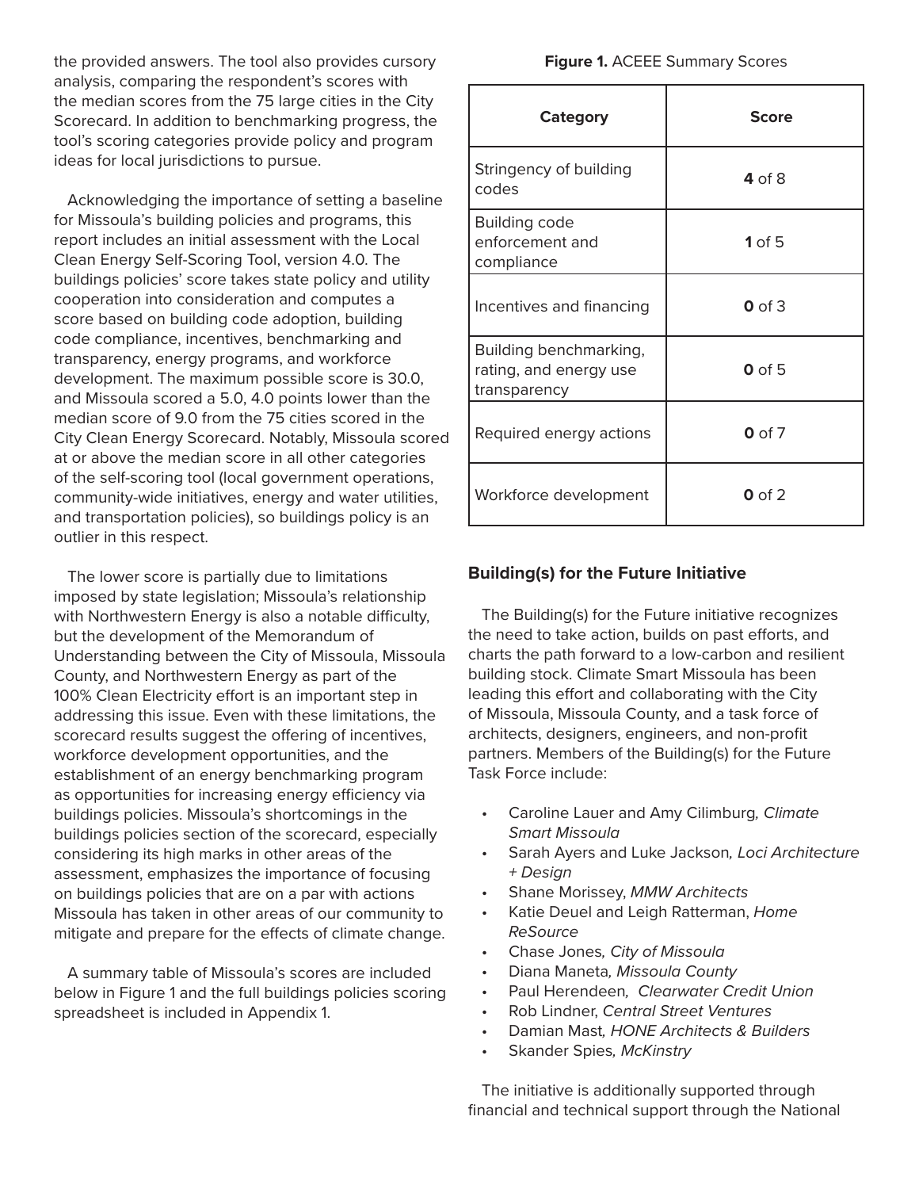the provided answers. The tool also provides cursory analysis, comparing the respondent's scores with the median scores from the 75 large cities in the City Scorecard. In addition to benchmarking progress, the tool's scoring categories provide policy and program ideas for local jurisdictions to pursue.

Acknowledging the importance of setting a baseline for Missoula's building policies and programs, this report includes an initial assessment with the Local Clean Energy Self-Scoring Tool, version 4.0. The buildings policies' score takes state policy and utility cooperation into consideration and computes a score based on building code adoption, building code compliance, incentives, benchmarking and transparency, energy programs, and workforce development. The maximum possible score is 30.0, and Missoula scored a 5.0, 4.0 points lower than the median score of 9.0 from the 75 cities scored in the City Clean Energy Scorecard. Notably, Missoula scored at or above the median score in all other categories of the self-scoring tool (local government operations, community-wide initiatives, energy and water utilities, and transportation policies), so buildings policy is an outlier in this respect.

The lower score is partially due to limitations imposed by state legislation; Missoula's relationship with Northwestern Energy is also a notable difficulty, but the development of the Memorandum of Understanding between the City of Missoula, Missoula County, and Northwestern Energy as part of the 100% Clean Electricity effort is an important step in addressing this issue. Even with these limitations, the scorecard results suggest the offering of incentives, workforce development opportunities, and the establishment of an energy benchmarking program as opportunities for increasing energy efficiency via buildings policies. Missoula's shortcomings in the buildings policies section of the scorecard, especially considering its high marks in other areas of the assessment, emphasizes the importance of focusing on buildings policies that are on a par with actions Missoula has taken in other areas of our community to mitigate and prepare for the effects of climate change.

A summary table of Missoula's scores are included below in Figure 1 and the full buildings policies scoring spreadsheet is included in Appendix 1.

**Figure 1.** ACEEE Summary Scores

| Category | Score |
|---|---|
| Stringency of building codes | **4** of 8 |
| Building code enforcement and compliance | **1** of 5 |
| Incentives and financing | **0** of 3 |
| Building benchmarking, rating, and energy use transparency | **0** of 5 |
| Required energy actions | **0** of 7 |
| Workforce development | **0** of 2 |

## Building(s) for the Future Initiative

The Building(s) for the Future initiative recognizes the need to take action, builds on past efforts, and charts the path forward to a low-carbon and resilient building stock. Climate Smart Missoula has been leading this effort and collaborating with the City of Missoula, Missoula County, and a task force of architects, designers, engineers, and non-profit partners. Members of the Building(s) for the Future Task Force include:

- Caroline Lauer and Amy Cilimburg, *Climate Smart Missoula*
- Sarah Ayers and Luke Jackson, *Loci Architecture + Design*
- Shane Morissey, *MMW Architects*
- Katie Deuel and Leigh Ratterman, *Home ReSource*
- Chase Jones, *City of Missoula*
- Diana Maneta, *Missoula County*
- Paul Herendeen, *Clearwater Credit Union*
- Rob Lindner, *Central Street Ventures*
- Damian Mast, *HONE Architects & Builders*
- Skander Spies, *McKinstry*

The initiative is additionally supported through financial and technical support through the National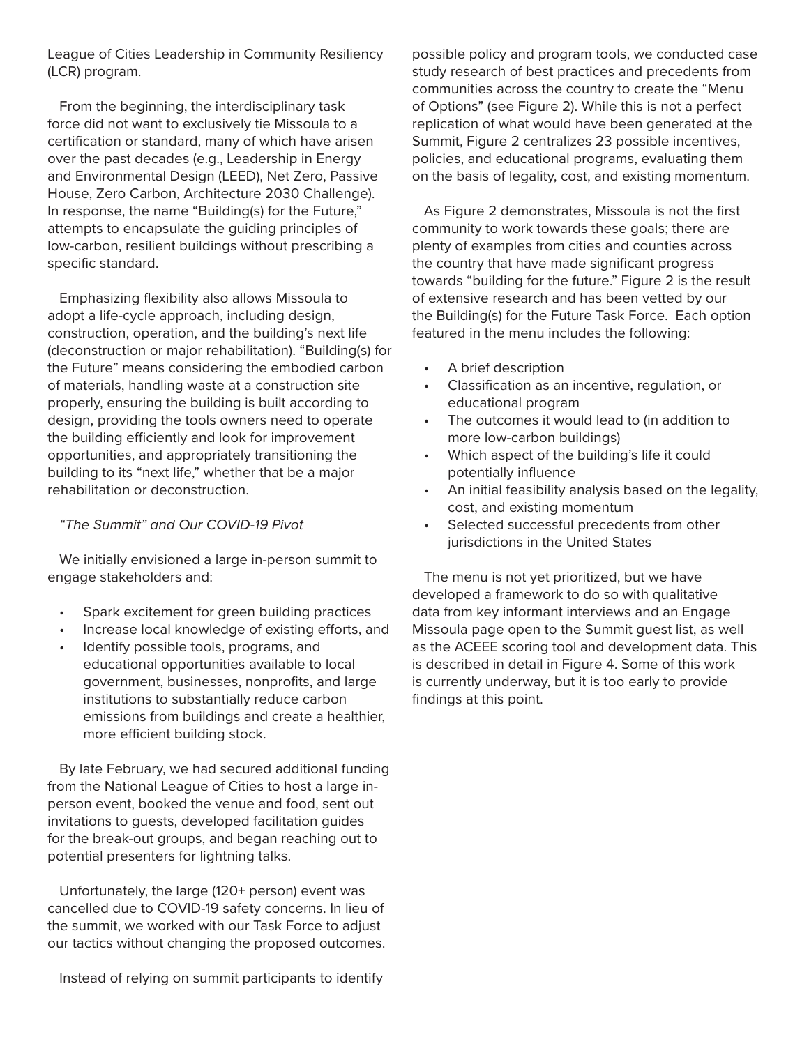League of Cities Leadership in Community Resiliency (LCR) program.

From the beginning, the interdisciplinary task force did not want to exclusively tie Missoula to a certification or standard, many of which have arisen over the past decades (e.g., Leadership in Energy and Environmental Design (LEED), Net Zero, Passive House, Zero Carbon, Architecture 2030 Challenge). In response, the name "Building(s) for the Future," attempts to encapsulate the guiding principles of low-carbon, resilient buildings without prescribing a specific standard.

Emphasizing flexibility also allows Missoula to adopt a life-cycle approach, including design, construction, operation, and the building's next life (deconstruction or major rehabilitation). "Building(s) for the Future" means considering the embodied carbon of materials, handling waste at a construction site properly, ensuring the building is built according to design, providing the tools owners need to operate the building efficiently and look for improvement opportunities, and appropriately transitioning the building to its "next life," whether that be a major rehabilitation or deconstruction.

*"The Summit" and Our COVID-19 Pivot*

We initially envisioned a large in-person summit to engage stakeholders and:

- Spark excitement for green building practices
- Increase local knowledge of existing efforts, and
- Identify possible tools, programs, and educational opportunities available to local government, businesses, nonprofits, and large institutions to substantially reduce carbon emissions from buildings and create a healthier, more efficient building stock.

By late February, we had secured additional funding from the National League of Cities to host a large in-person event, booked the venue and food, sent out invitations to guests, developed facilitation guides for the break-out groups, and began reaching out to potential presenters for lightning talks.

Unfortunately, the large (120+ person) event was cancelled due to COVID-19 safety concerns. In lieu of the summit, we worked with our Task Force to adjust our tactics without changing the proposed outcomes.

Instead of relying on summit participants to identify possible policy and program tools, we conducted case study research of best practices and precedents from communities across the country to create the "Menu of Options" (see Figure 2). While this is not a perfect replication of what would have been generated at the Summit, Figure 2 centralizes 23 possible incentives, policies, and educational programs, evaluating them on the basis of legality, cost, and existing momentum.

As Figure 2 demonstrates, Missoula is not the first community to work towards these goals; there are plenty of examples from cities and counties across the country that have made significant progress towards "building for the future." Figure 2 is the result of extensive research and has been vetted by our the Building(s) for the Future Task Force. Each option featured in the menu includes the following:

- A brief description
- Classification as an incentive, regulation, or educational program
- The outcomes it would lead to (in addition to more low-carbon buildings)
- Which aspect of the building's life it could potentially influence
- An initial feasibility analysis based on the legality, cost, and existing momentum
- Selected successful precedents from other jurisdictions in the United States

The menu is not yet prioritized, but we have developed a framework to do so with qualitative data from key informant interviews and an Engage Missoula page open to the Summit guest list, as well as the ACEEE scoring tool and development data. This is described in detail in Figure 4. Some of this work is currently underway, but it is too early to provide findings at this point.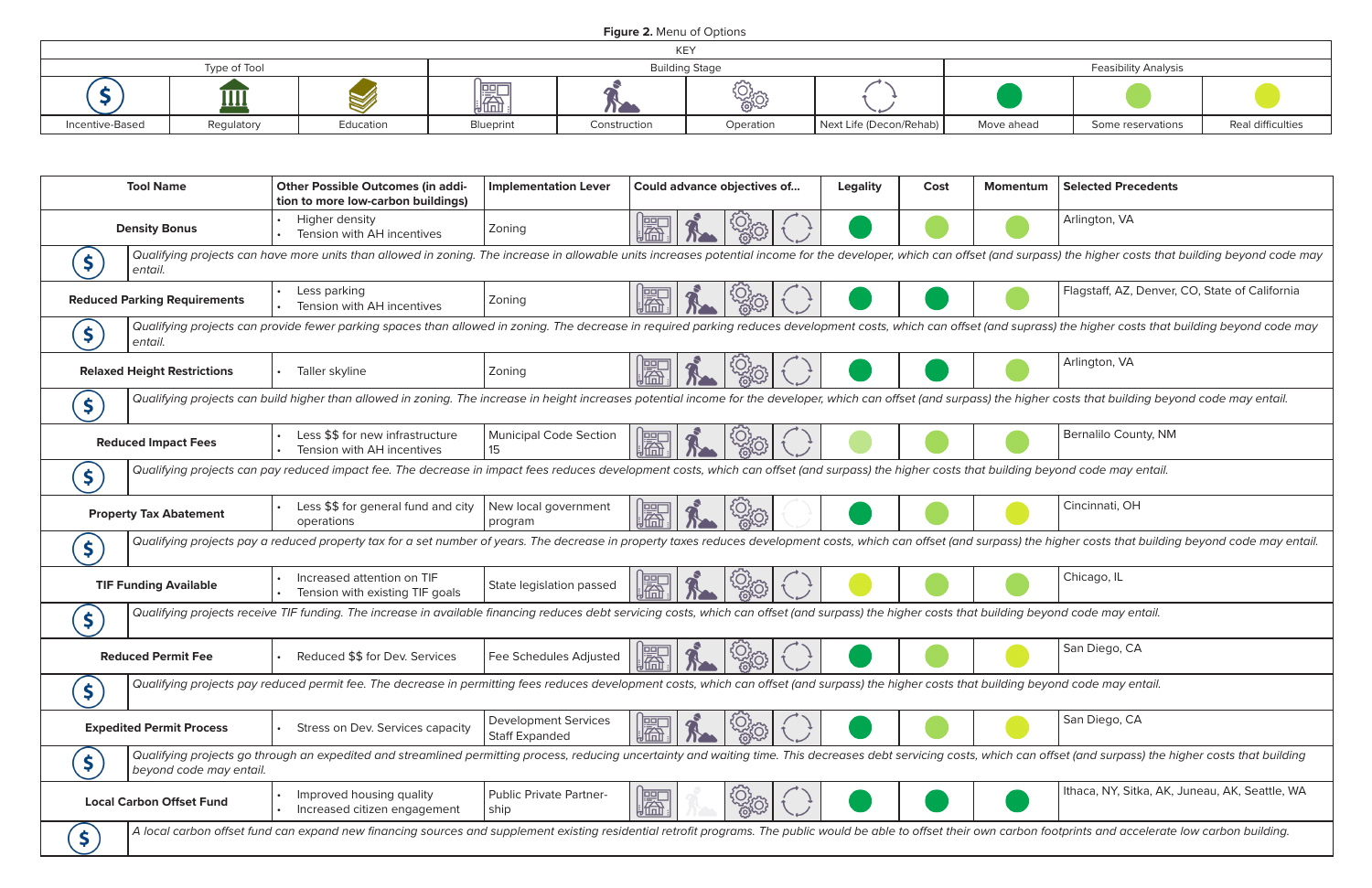**Figure 2.** Menu of Options

| KEY | | | | | | | | | |
|---|---|---|---|---|---|---|---|---|---|
| Type of Tool | | | Building Stage | | | | Feasibility Analysis | | |
| Incentive-Based | Regulatory | Education | Blueprint | Construction | Operation | Next Life (Decon/Rehab) | Move ahead | Some reservations | Real difficulties |

| Tool Name | Other Possible Outcomes (in addition to more low-carbon buildings) | Implementation Lever | Could advance objectives of... | Legality | Cost | Momentum | Selected Precedents |
|---|---|---|---|---|---|---|---|
| Density Bonus | • Higher density<br>• Tension with AH incentives | Zoning | Blueprint, Construction, Operation, Next Life | Move ahead | Some reservations | Some reservations | Arlington, VA |
| Incentive-Based | *Qualifying projects can have more units than allowed in zoning. The increase in allowable units increases potential income for the developer, which can offset (and surpass) the higher costs that building beyond code may entail.* | | | | | | |
| Reduced Parking Requirements | • Less parking<br>• Tension with AH incentives | Zoning | Blueprint, Construction, Operation, Next Life | Move ahead | Move ahead | Some reservations | Flagstaff, AZ, Denver, CO, State of California |
| Incentive-Based | *Qualifying projects can provide fewer parking spaces than allowed in zoning. The decrease in required parking reduces development costs, which can offset (and suprass) the higher costs that building beyond code may entail.* | | | | | | |
| Relaxed Height Restrictions | • Taller skyline | Zoning | Blueprint, Construction, Operation, Next Life | Move ahead | Move ahead | Some reservations | Arlington, VA |
| Incentive-Based | *Qualifying projects can build higher than allowed in zoning. The increase in height increases potential income for the developer, which can offset (and surpass) the higher costs that building beyond code may entail.* | | | | | | |
| Reduced Impact Fees | • Less $$ for new infrastructure<br>• Tension with AH incentives | Municipal Code Section 15 | Blueprint, Construction, Operation, Next Life | Some reservations | Some reservations | Some reservations | Bernalilo County, NM |
| Incentive-Based | *Qualifying projects can pay reduced impact fee. The decrease in impact fees reduces development costs, which can offset (and surpass) the higher costs that building beyond code may entail.* | | | | | | |
| Property Tax Abatement | • Less $$ for general fund and city operations | New local government program | Blueprint, Construction, Operation | Move ahead | Some reservations | Real difficulties | Cincinnati, OH |
| Incentive-Based | *Qualifying projects pay a reduced property tax for a set number of years. The decrease in property taxes reduces development costs, which can offset (and surpass) the higher costs that building beyond code may entail.* | | | | | | |
| TIF Funding Available | • Increased attention on TIF<br>• Tension with existing TIF goals | State legislation passed | Blueprint, Construction, Operation, Next Life | Real difficulties | Some reservations | Some reservations | Chicago, IL |
| Incentive-Based | *Qualifying projects receive TIF funding. The increase in available financing reduces debt servicing costs, which can offset (and surpass) the higher costs that building beyond code may entail.* | | | | | | |
| Reduced Permit Fee | • Reduced $$ for Dev. Services | Fee Schedules Adjusted | Blueprint, Construction, Operation, Next Life | Move ahead | Some reservations | Real difficulties | San Diego, CA |
| Incentive-Based | *Qualifying projects pay reduced permit fee. The decrease in permitting fees reduces development costs, which can offset (and surpass) the higher costs that building beyond code may entail.* | | | | | | |
| Expedited Permit Process | • Stress on Dev. Services capacity | Development Services Staff Expanded | Blueprint, Construction, Operation, Next Life | Move ahead | Some reservations | Real difficulties | San Diego, CA |
| Incentive-Based | *Qualifying projects go through an expedited and streamlined permitting process, reducing uncertainty and waiting time. This decreases debt servicing costs, which can offset (and surpass) the higher costs that building beyond code may entail.* | | | | | | |
| Local Carbon Offset Fund | • Improved housing quality<br>• Increased citizen engagement | Public Private Partnership | Blueprint, Operation, Next Life | Move ahead | Move ahead | Move ahead | Ithaca, NY, Sitka, AK, Juneau, AK, Seattle, WA |
| Incentive-Based | *A local carbon offset fund can expand new financing sources and supplement existing residential retrofit programs. The public would be able to offset their own carbon footprints and accelerate low carbon building.* | | | | | | |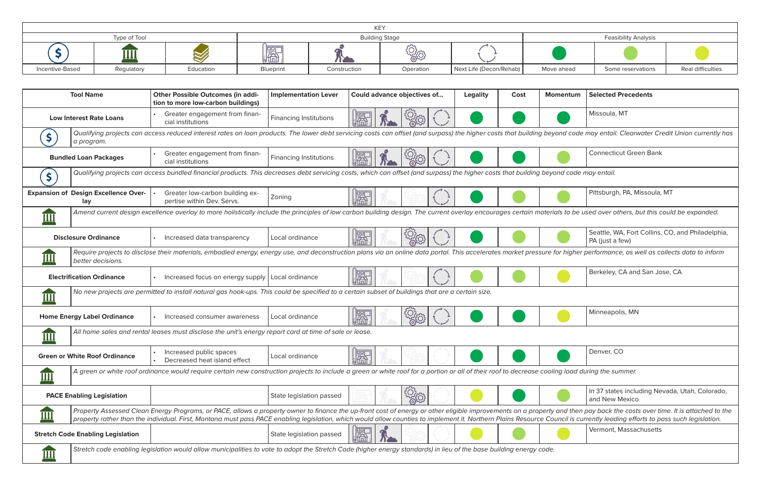| KEY | | | | | | | | | |
|---|---|---|---|---|---|---|---|---|---|
| Type of Tool | | | Building Stage | | | | Feasibility Analysis | | |
| Incentive-Based | Regulatory | Education | Blueprint | Construction | Operation | Next Life (Decon/Rehab) | Move ahead | Some reservations | Real difficulties |

| Tool Name | Other Possible Outcomes (in addition to more low-carbon buildings) | Implementation Lever | Could advance objectives of... | Legality | Cost | Momentum | Selected Precedents |
|---|---|---|---|---|---|---|---|
| **Low Interest Rate Loans** (Incentive-Based) | • Greater engagement from financial institutions | Financing Institutions | Blueprint, Construction, Operation, Next Life | Move ahead | Move ahead | Move ahead | Missoula, MT |
| *Qualifying projects can access reduced interest rates on loan products. The lower debt servicing costs can offset (and surpass) the higher costs that building beyond code may entail. Clearwater Credit Union currently has a program.* | | | | | | | |
| **Bundled Loan Packages** (Incentive-Based) | • Greater engagement from financial institutions | Financing Institutions | Blueprint, Construction, Operation, Next Life | Move ahead | Move ahead | Some reservations | Connecticut Green Bank |
| *Qualifying projects can access bundled financial products. This decreases debt servicing costs, which can offset (and surpass) the higher costs that building beyond code may entail.* | | | | | | | |
| **Expansion of Design Excellence Overlay** (Regulatory) | • Greater low-carbon building expertise within Dev. Servs. | Zoning | Blueprint, Next Life | Move ahead | Some reservations | Some reservations | Pittsburgh, PA, Missoula, MT |
| *Amend current design excellence overlay to more holistically include the principles of low carbon building design. The current overlay encourages certain materials to be used over others, but this could be expanded.* | | | | | | | |
| **Disclosure Ordinance** (Regulatory) | • Increased data transparency | Local ordinance | Blueprint, Operation, Next Life | Move ahead | Some reservations | Some reservations | Seattle, WA, Fort Collins, CO, and Philadelphia, PA (just a few) |
| *Require projects to disclose their materials, embodied energy, energy use, and deconstruction plans via an online data portal. This accelerates market pressure for higher performance, as well as collects data to inform better decisions.* | | | | | | | |
| **Electrification Ordinance** (Regulatory) | • Increased focus on energy supply | Local ordinance | Blueprint, Next Life | Some reservations | Some reservations | Real difficulties | Berkeley, CA and San Jose, CA |
| *No new projects are permitted to install natural gas hook-ups. This could be specified to a certain subset of buildings that are a certain size.* | | | | | | | |
| **Home Energy Label Ordinance** (Regulatory) | • Increased consumer awareness | Local ordinance | Blueprint, Operation, Next Life | Move ahead | Move ahead | Real difficulties | Minneapolis, MN |
| *All home sales and rental leases must disclose the unit's energy report card at time of sale or lease.* | | | | | | | |
| **Green or White Roof Ordinance** (Regulatory) | • Increased public spaces<br>• Decreased heat island effect | Local ordinance | Blueprint | Move ahead | Move ahead | Move ahead | Denver, CO |
| *A green or white roof ordinance would require certain new construction projects to include a green or white roof for a portion or all of their roof to decrease cooling load during the summer.* | | | | | | | |
| **PACE Enabling Legislation** (Regulatory) | | State legislation passed | Construction, Operation | Real difficulties | Move ahead | Some reservations | In 37 states including Nevada, Utah, Colorado, and New Mexico |
| *Property Assessed Clean Energy Programs, or PACE, allows a property owner to finance the up-front cost of energy or other eligible improvements on a property and then pay back the costs over time. It is attached to the property rather than the individual. First, Montana must pass PACE enabling legislation, which would allow counties to implement it. Northern Plains Resource Council is currently leading efforts to pass such legislation.* | | | | | | | |
| **Stretch Code Enabling Legislation** (Regulatory) | | State legislation passed | Blueprint, Construction | Real difficulties | Some reservations | Real difficulties | Vermont, Massachusetts |
| *Stretch code enabling legislation would allow municipalities to vote to adopt the Stretch Code (higher energy standards) in lieu of the base building energy code.* | | | | | | | |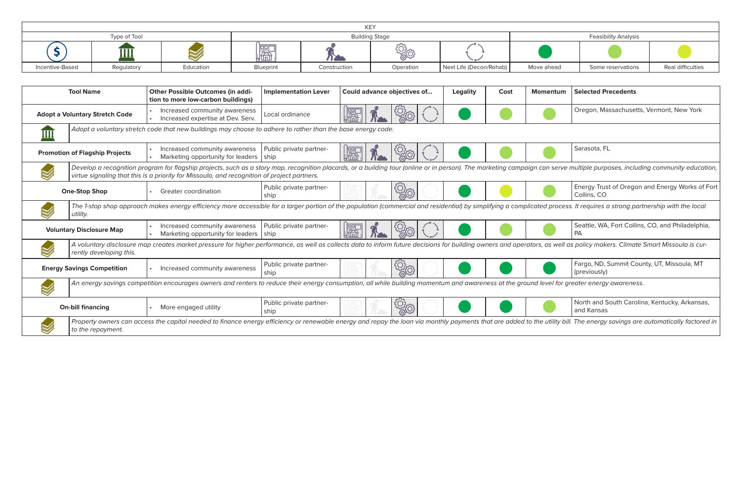| KEY | | | | | | | | | |
|---|---|---|---|---|---|---|---|---|---|
| Type of Tool | | | Building Stage | | | | Feasibility Analysis | | |
| Incentive-Based | Regulatory | Education | Blueprint | Construction | Operation | Next Life (Decon/Rehab) | Move ahead | Some reservations | Real difficulties |

| Tool Name | Other Possible Outcomes (in addition to more low-carbon buildings) | Implementation Lever | Could advance objectives of... | Legality | Cost | Momentum | Selected Precedents |
|---|---|---|---|---|---|---|---|
| **Adopt a Voluntary Stretch Code** (Regulatory) | • Increased community awareness<br>• Increased expertise at Dev. Serv. | Local ordinance | Blueprint, Construction, Operation, Next Life (Decon/Rehab) | Move ahead | Some reservations | Some reservations | Oregon, Massachusetts, Vermont, New York |
| *Adopt a voluntary stretch code that new buildings may choose to adhere to rather than the base energy code.* | | | | | | | |
| **Promotion of Flagship Projects** (Education) | • Increased community awareness<br>• Marketing opportunity for leaders | Public private partnership | Blueprint, Construction, Operation, Next Life (Decon/Rehab) | Move ahead | Some reservations | Some reservations | Sarasota, FL |
| *Develop a recognition program for flagship projects, such as a story map, recognition placards, or a building tour (online or in person). The marketing campaign can serve multiple purposes, including community education, virtue signaling that this is a priority for Missoula, and recognition of project partners.* | | | | | | | |
| **One-Stop Shop** (Education) | • Greater coordination | Public private partnership | Operation | Move ahead | Real difficulties | Some reservations | Energy Trust of Oregon and Energy Works of Fort Collins, CO |
| *The 1-stop shop approach makes energy efficiency more accessible for a larger portion of the population (commercial and residential) by simplifying a complicated process. It requires a strong partnership with the local utility.* | | | | | | | |
| **Voluntary Disclosure Map** (Education) | • Increased community awareness<br>• Marketing opportunity for leaders | Public private partnership | Blueprint, Construction, Operation, Next Life (Decon/Rehab) | Move ahead | Some reservations | Some reservations | Seattle, WA, Fort Collins, CO, and Philadelphia, PA |
| *A voluntary disclosure map creates market pressure for higher performance, as well as collects data to inform future decisions for building owners and operators, as well as policy makers. Climate Smart Missoula is currently developing this.* | | | | | | | |
| **Energy Savings Competition** (Education) | • Increased community awareness | Public private partnership | Operation | Move ahead | Move ahead | Move ahead | Fargo, ND, Summit County, UT, Missoula, MT (previously) |
| *An energy savings competition encourages owners and renters to reduce their energy consumption, all while building momentum and awareness at the ground level for greater energy awareness.* | | | | | | | |
| **On-bill financing** (Education) | • More engaged utility | Public private partnership | Operation | Move ahead | Move ahead | Some reservations | North and South Carolina, Kentucky, Arkansas, and Kansas |
| *Property owners can access the capital needed to finance energy efficiency or renewable energy and repay the loan via monthly payments that are added to the utility bill. The energy savings are automatically factored in to the repayment.* | | | | | | | |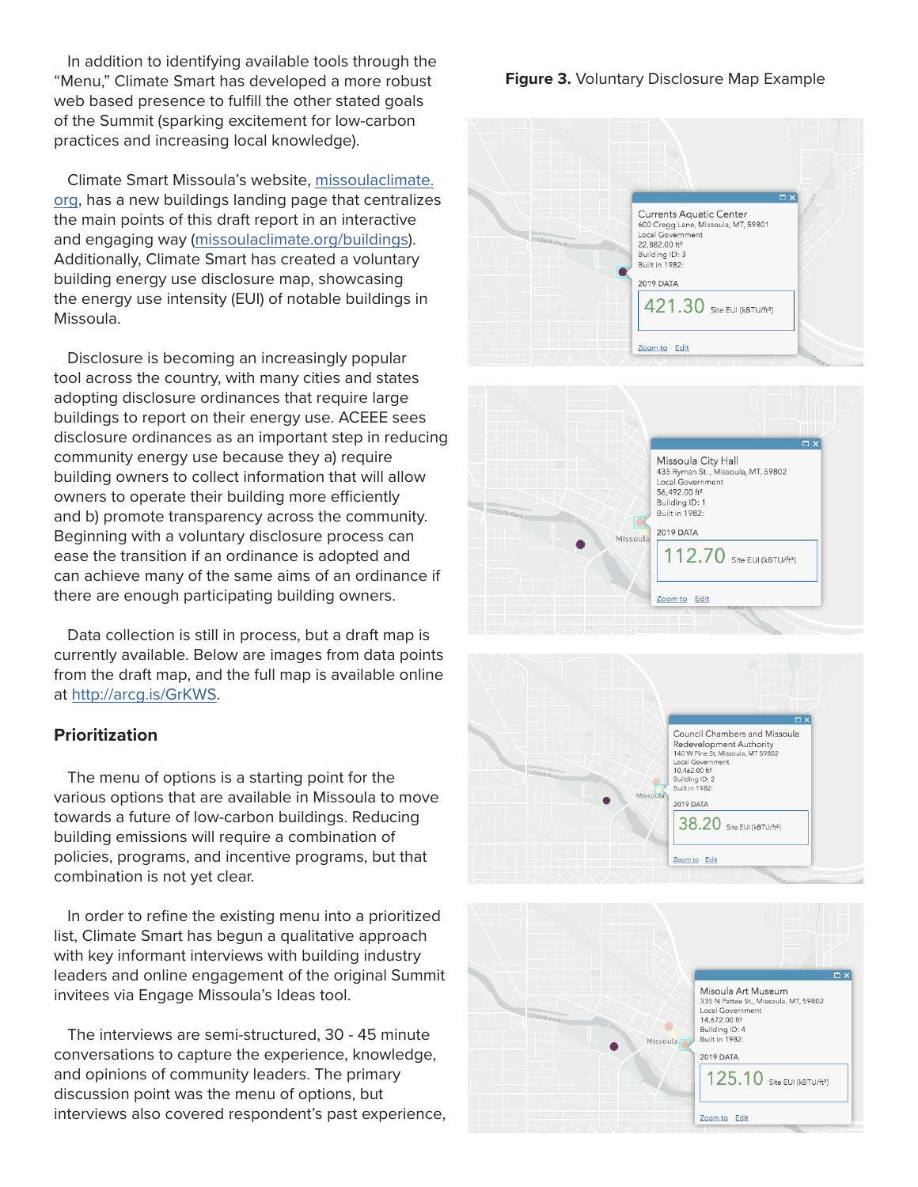In addition to identifying available tools through the "Menu," Climate Smart has developed a more robust web based presence to fulfill the other stated goals of the Summit (sparking excitement for low-carbon practices and increasing local knowledge).

Climate Smart Missoula's website, missoulaclimate.org, has a new buildings landing page that centralizes the main points of this draft report in an interactive and engaging way (missoulaclimate.org/buildings). Additionally, Climate Smart has created a voluntary building energy use disclosure map, showcasing the energy use intensity (EUI) of notable buildings in Missoula.

Disclosure is becoming an increasingly popular tool across the country, with many cities and states adopting disclosure ordinances that require large buildings to report on their energy use. ACEEE sees disclosure ordinances as an important step in reducing community energy use because they a) require building owners to collect information that will allow owners to operate their building more efficiently and b) promote transparency across the community. Beginning with a voluntary disclosure process can ease the transition if an ordinance is adopted and can achieve many of the same aims of an ordinance if there are enough participating building owners.

Data collection is still in process, but a draft map is currently available. Below are images from data points from the draft map, and the full map is available online at http://arcg.is/GrKWS.

## Prioritization

The menu of options is a starting point for the various options that are available in Missoula to move towards a future of low-carbon buildings. Reducing building emissions will require a combination of policies, programs, and incentive programs, but that combination is not yet clear.

In order to refine the existing menu into a prioritized list, Climate Smart has begun a qualitative approach with key informant interviews with building industry leaders and online engagement of the original Summit invitees via Engage Missoula's Ideas tool.

The interviews are semi-structured, 30 - 45 minute conversations to capture the experience, knowledge, and opinions of community leaders. The primary discussion point was the menu of options, but interviews also covered respondent's past experience,

**Figure 3.** Voluntary Disclosure Map Example

Currents Aquatic Center
600 Cregg Lane, Missoula, MT, 59801
Local Government
22,882.00 ft²
Building ID: 3
Built in 1982:
2019 DATA
421.30 Site EUI (kBTU/ft²)

Missoula City Hall
435 Ryman St., Missoula, MT, 59802
Local Government
56,492.00 ft²
Building ID: 1
Built in 1982:
2019 DATA
112.70 Site EUI (kBTU/ft²)

Council Chambers and Missoula Redevelopment Authority
140 W Pine St, Missoula, MT 59802
Local Government
10,462.00 ft²
Building ID: 2
Built in 1982:
2019 DATA
38.20 Site EUI (kBTU/ft²)

Misoula Art Museum
335 N Pattee St., Missoula, MT, 59802
Local Government
14,672.00 ft²
Building ID: 4
Built in 1982:
2019 DATA
125.10 Site EUI (kBTU/ft²)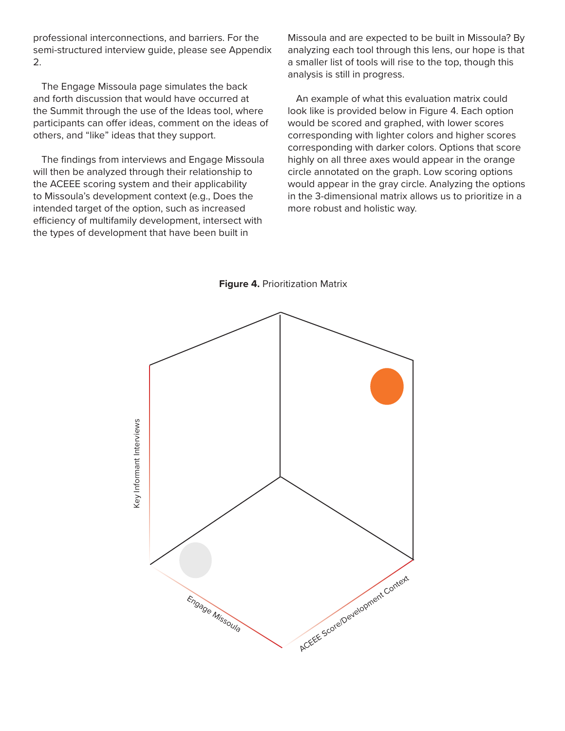professional interconnections, and barriers. For the semi-structured interview guide, please see Appendix 2.

The Engage Missoula page simulates the back and forth discussion that would have occurred at the Summit through the use of the Ideas tool, where participants can offer ideas, comment on the ideas of others, and "like" ideas that they support.

The findings from interviews and Engage Missoula will then be analyzed through their relationship to the ACEEE scoring system and their applicability to Missoula's development context (e.g., Does the intended target of the option, such as increased efficiency of multifamily development, intersect with the types of development that have been built in Missoula and are expected to be built in Missoula? By analyzing each tool through this lens, our hope is that a smaller list of tools will rise to the top, though this analysis is still in progress.

An example of what this evaluation matrix could look like is provided below in Figure 4. Each option would be scored and graphed, with lower scores corresponding with lighter colors and higher scores corresponding with darker colors. Options that score highly on all three axes would appear in the orange circle annotated on the graph. Low scoring options would appear in the gray circle. Analyzing the options in the 3-dimensional matrix allows us to prioritize in a more robust and holistic way.

**Figure 4.** Prioritization Matrix

Key Informant Interviews

Engage Missoula

ACEEE Score/Development Context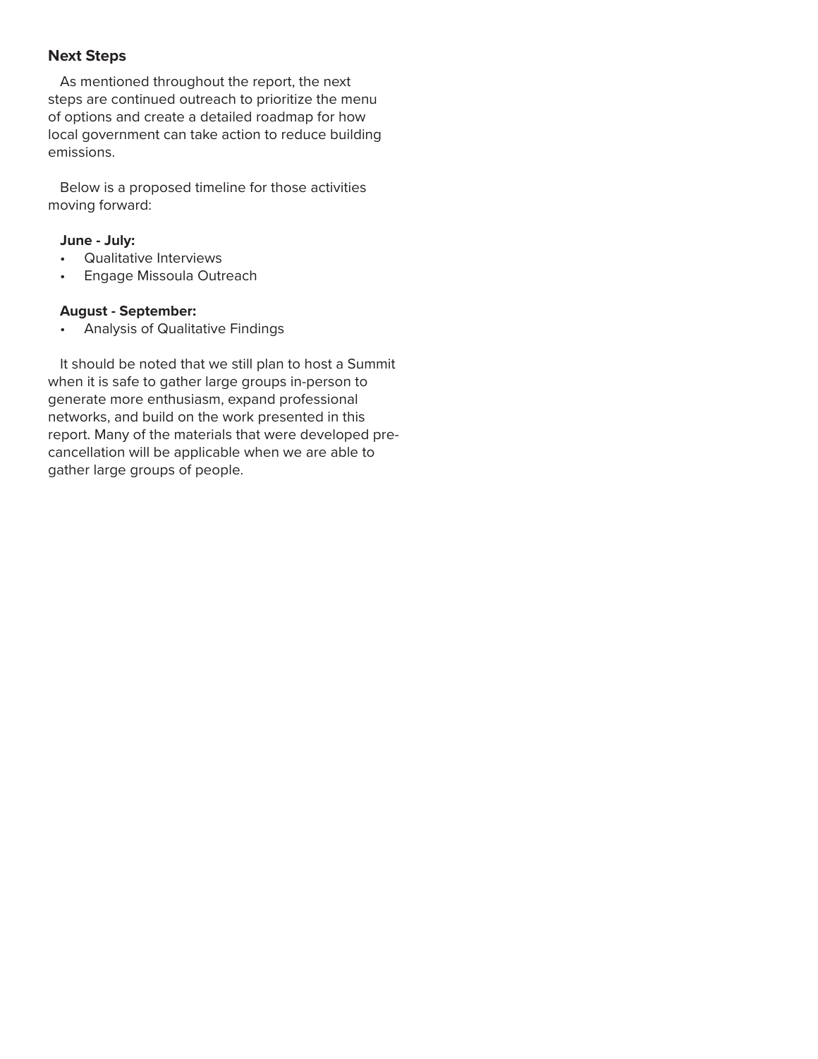## Next Steps

As mentioned throughout the report, the next steps are continued outreach to prioritize the menu of options and create a detailed roadmap for how local government can take action to reduce building emissions.

Below is a proposed timeline for those activities moving forward:

**June - July:**

- Qualitative Interviews
- Engage Missoula Outreach

**August - September:**

- Analysis of Qualitative Findings

It should be noted that we still plan to host a Summit when it is safe to gather large groups in-person to generate more enthusiasm, expand professional networks, and build on the work presented in this report. Many of the materials that were developed pre-cancellation will be applicable when we are able to gather large groups of people.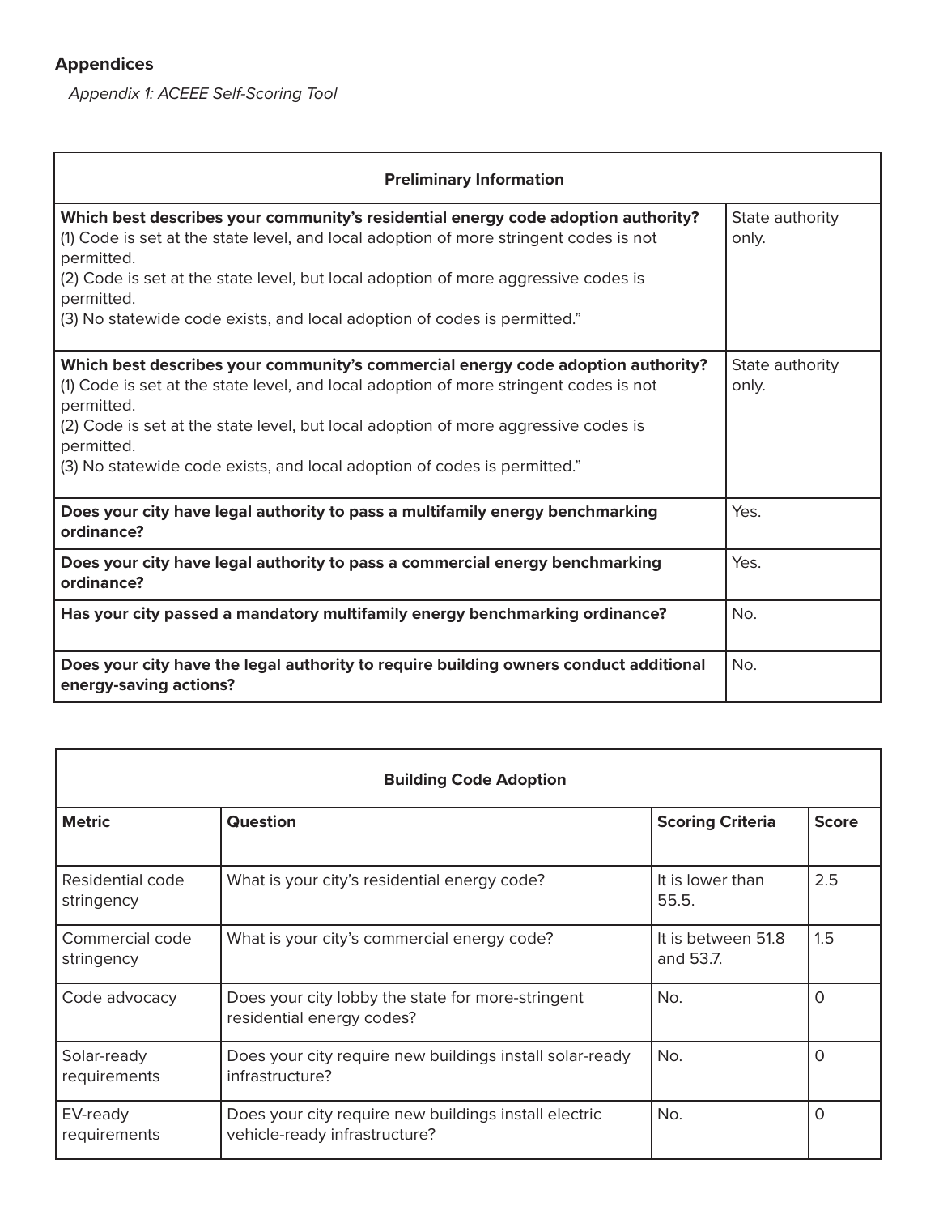## Appendices

*Appendix 1: ACEEE Self-Scoring Tool*

| Preliminary Information | |
|---|---|
| **Which best describes your community's residential energy code adoption authority?** (1) Code is set at the state level, and local adoption of more stringent codes is not permitted. (2) Code is set at the state level, but local adoption of more aggressive codes is permitted. (3) No statewide code exists, and local adoption of codes is permitted." | State authority only. |
| **Which best describes your community's commercial energy code adoption authority?** (1) Code is set at the state level, and local adoption of more stringent codes is not permitted. (2) Code is set at the state level, but local adoption of more aggressive codes is permitted. (3) No statewide code exists, and local adoption of codes is permitted." | State authority only. |
| **Does your city have legal authority to pass a multifamily energy benchmarking ordinance?** | Yes. |
| **Does your city have legal authority to pass a commercial energy benchmarking ordinance?** | Yes. |
| **Has your city passed a mandatory multifamily energy benchmarking ordinance?** | No. |
| **Does your city have the legal authority to require building owners conduct additional energy-saving actions?** | No. |

| Building Code Adoption | | | |
|---|---|---|---|
| **Metric** | **Question** | **Scoring Criteria** | **Score** |
| Residential code stringency | What is your city's residential energy code? | It is lower than 55.5. | 2.5 |
| Commercial code stringency | What is your city's commercial energy code? | It is between 51.8 and 53.7. | 1.5 |
| Code advocacy | Does your city lobby the state for more-stringent residential energy codes? | No. | 0 |
| Solar-ready requirements | Does your city require new buildings install solar-ready infrastructure? | No. | 0 |
| EV-ready requirements | Does your city require new buildings install electric vehicle-ready infrastructure? | No. | 0 |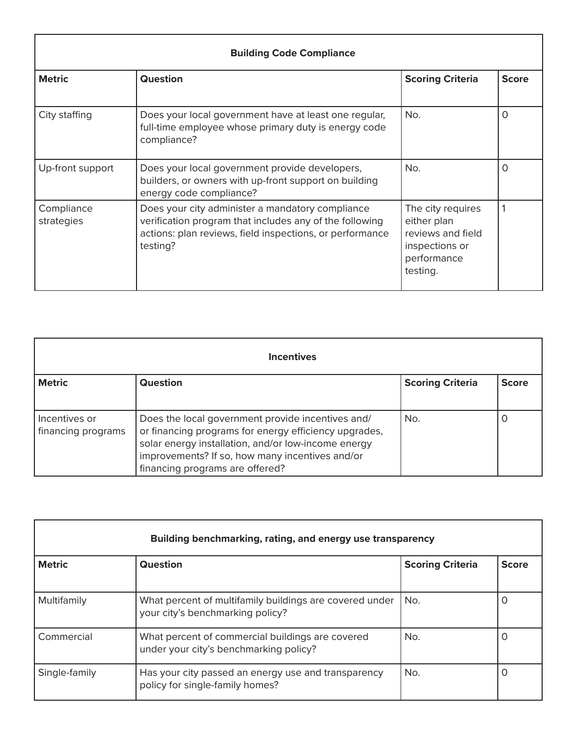| Building Code Compliance | | | |
|---|---|---|---|
| **Metric** | **Question** | **Scoring Criteria** | **Score** |
| City staffing | Does your local government have at least one regular, full-time employee whose primary duty is energy code compliance? | No. | 0 |
| Up-front support | Does your local government provide developers, builders, or owners with up-front support on building energy code compliance? | No. | 0 |
| Compliance strategies | Does your city administer a mandatory compliance verification program that includes any of the following actions: plan reviews, field inspections, or performance testing? | The city requires either plan reviews and field inspections or performance testing. | 1 |

| Incentives | | | |
|---|---|---|---|
| **Metric** | **Question** | **Scoring Criteria** | **Score** |
| Incentives or financing programs | Does the local government provide incentives and/or financing programs for energy efficiency upgrades, solar energy installation, and/or low-income energy improvements? If so, how many incentives and/or financing programs are offered? | No. | 0 |

| Building benchmarking, rating, and energy use transparency | | | |
|---|---|---|---|
| **Metric** | **Question** | **Scoring Criteria** | **Score** |
| Multifamily | What percent of multifamily buildings are covered under your city's benchmarking policy? | No. | 0 |
| Commercial | What percent of commercial buildings are covered under your city's benchmarking policy? | No. | 0 |
| Single-family | Has your city passed an energy use and transparency policy for single-family homes? | No. | 0 |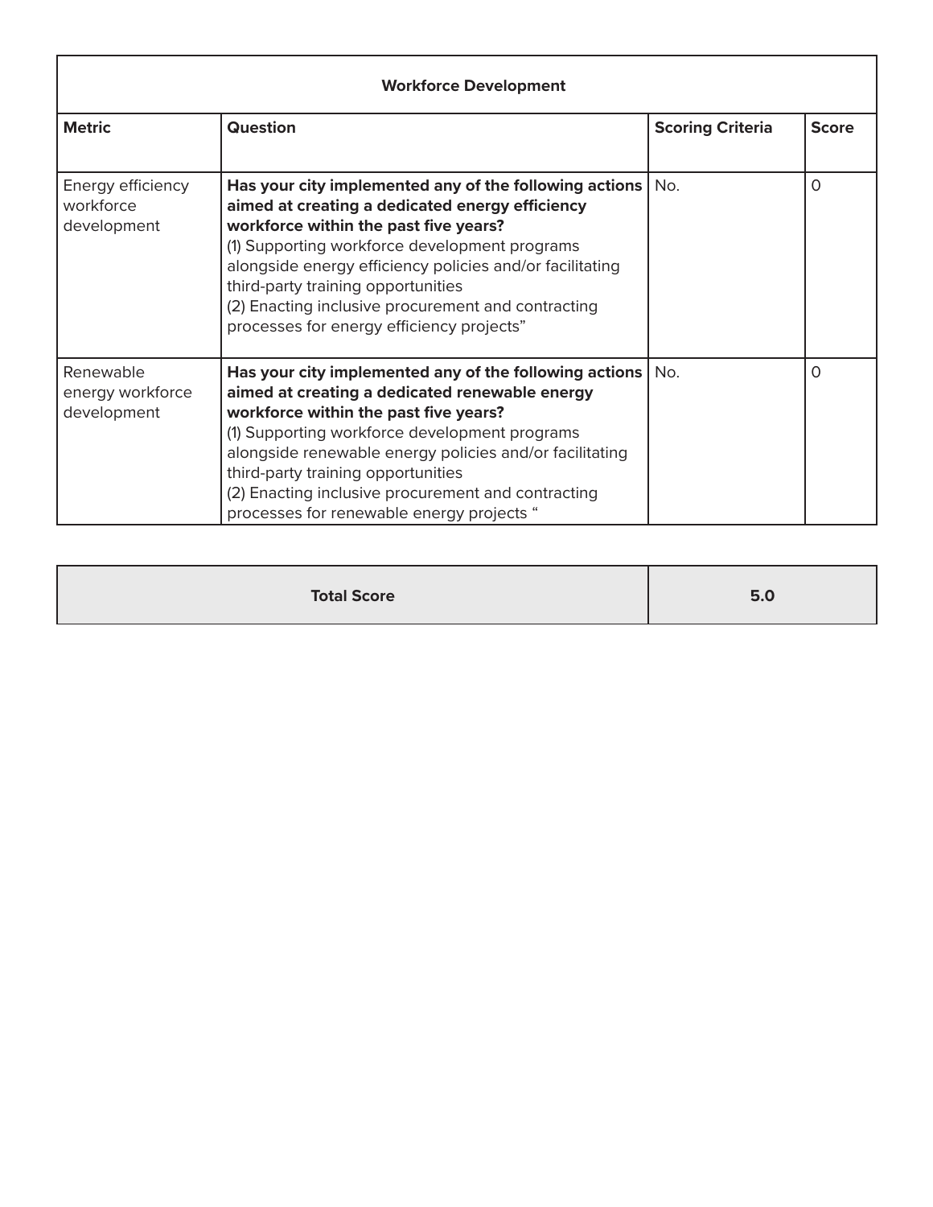| **Workforce Development** | | | |
|---|---|---|---|
| **Metric** | **Question** | **Scoring Criteria** | **Score** |
| Energy efficiency workforce development | **Has your city implemented any of the following actions aimed at creating a dedicated energy efficiency workforce within the past five years?**<br>(1) Supporting workforce development programs alongside energy efficiency policies and/or facilitating third-party training opportunities<br>(2) Enacting inclusive procurement and contracting processes for energy efficiency projects" | No. | 0 |
| Renewable energy workforce development | **Has your city implemented any of the following actions aimed at creating a dedicated renewable energy workforce within the past five years?**<br>(1) Supporting workforce development programs alongside renewable energy policies and/or facilitating third-party training opportunities<br>(2) Enacting inclusive procurement and contracting processes for renewable energy projects " | No. | 0 |

| **Total Score** | **5.0** |
|---|---|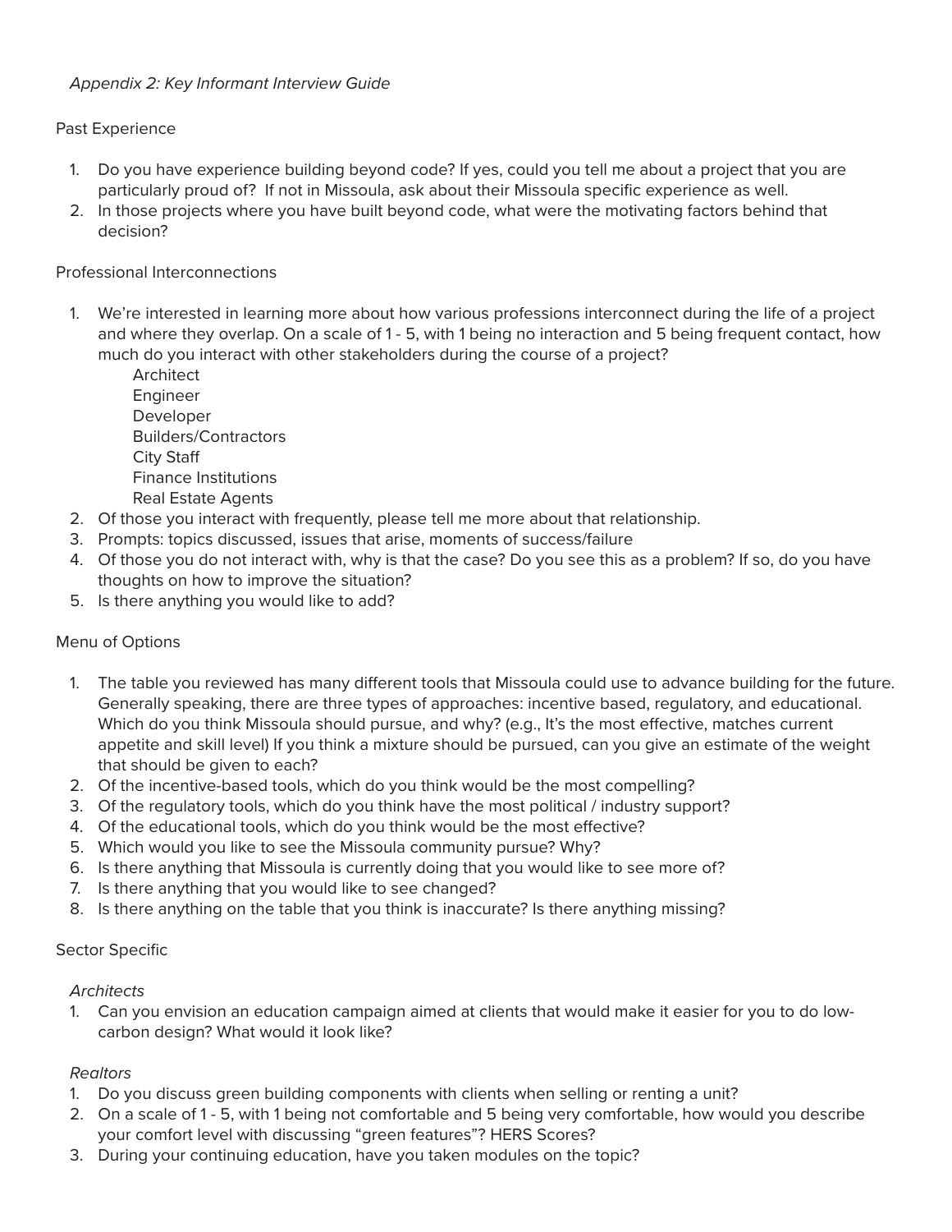*Appendix 2: Key Informant Interview Guide*

## Past Experience

1. Do you have experience building beyond code? If yes, could you tell me about a project that you are particularly proud of? If not in Missoula, ask about their Missoula specific experience as well.
2. In those projects where you have built beyond code, what were the motivating factors behind that decision?

## Professional Interconnections

1. We're interested in learning more about how various professions interconnect during the life of a project and where they overlap. On a scale of 1 - 5, with 1 being no interaction and 5 being frequent contact, how much do you interact with other stakeholders during the course of a project?
   - Architect
   - Engineer
   - Developer
   - Builders/Contractors
   - City Staff
   - Finance Institutions
   - Real Estate Agents
2. Of those you interact with frequently, please tell me more about that relationship.
3. Prompts: topics discussed, issues that arise, moments of success/failure
4. Of those you do not interact with, why is that the case? Do you see this as a problem? If so, do you have thoughts on how to improve the situation?
5. Is there anything you would like to add?

## Menu of Options

1. The table you reviewed has many different tools that Missoula could use to advance building for the future. Generally speaking, there are three types of approaches: incentive based, regulatory, and educational. Which do you think Missoula should pursue, and why? (e.g., It's the most effective, matches current appetite and skill level) If you think a mixture should be pursued, can you give an estimate of the weight that should be given to each?
2. Of the incentive-based tools, which do you think would be the most compelling?
3. Of the regulatory tools, which do you think have the most political / industry support?
4. Of the educational tools, which do you think would be the most effective?
5. Which would you like to see the Missoula community pursue? Why?
6. Is there anything that Missoula is currently doing that you would like to see more of?
7. Is there anything that you would like to see changed?
8. Is there anything on the table that you think is inaccurate? Is there anything missing?

## Sector Specific

### *Architects*

1. Can you envision an education campaign aimed at clients that would make it easier for you to do low-carbon design? What would it look like?

### *Realtors*

1. Do you discuss green building components with clients when selling or renting a unit?
2. On a scale of 1 - 5, with 1 being not comfortable and 5 being very comfortable, how would you describe your comfort level with discussing "green features"? HERS Scores?
3. During your continuing education, have you taken modules on the topic?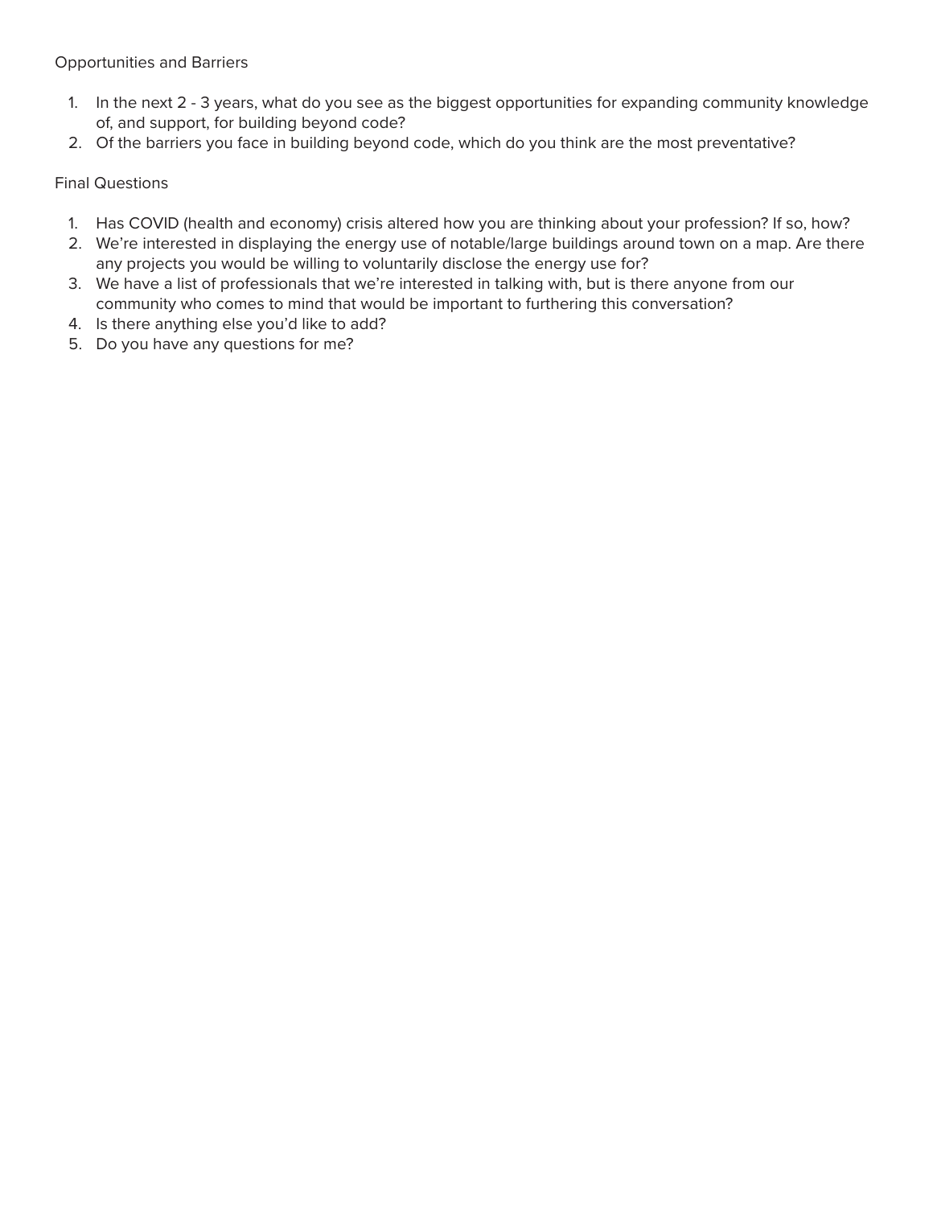Opportunities and Barriers

1. In the next 2 - 3 years, what do you see as the biggest opportunities for expanding community knowledge of, and support, for building beyond code?
2. Of the barriers you face in building beyond code, which do you think are the most preventative?

Final Questions

1. Has COVID (health and economy) crisis altered how you are thinking about your profession? If so, how?
2. We're interested in displaying the energy use of notable/large buildings around town on a map. Are there any projects you would be willing to voluntarily disclose the energy use for?
3. We have a list of professionals that we're interested in talking with, but is there anyone from our community who comes to mind that would be important to furthering this conversation?
4. Is there anything else you'd like to add?
5. Do you have any questions for me?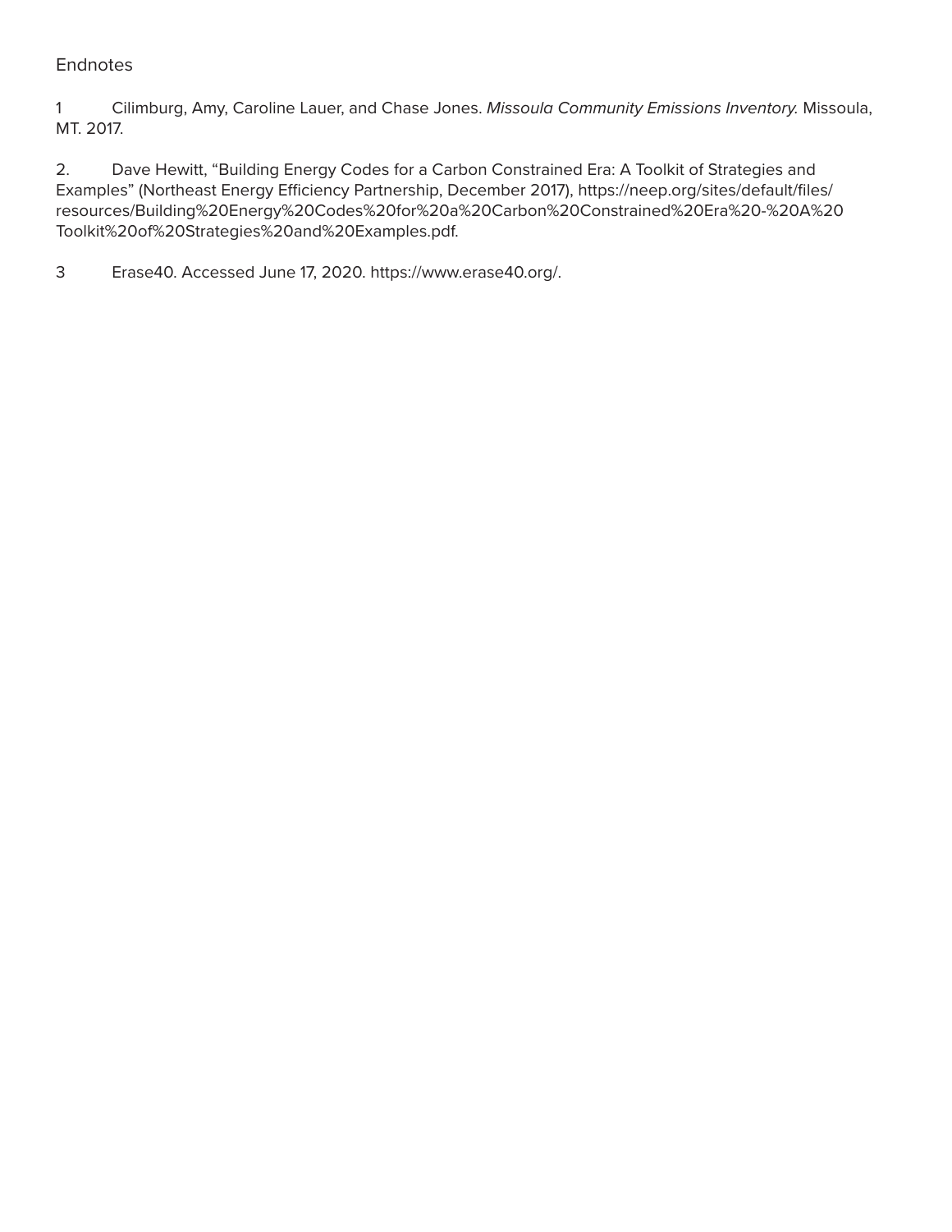## Endnotes

1 Cilimburg, Amy, Caroline Lauer, and Chase Jones. *Missoula Community Emissions Inventory.* Missoula, MT. 2017.

2. Dave Hewitt, "Building Energy Codes for a Carbon Constrained Era: A Toolkit of Strategies and Examples" (Northeast Energy Efficiency Partnership, December 2017), https://neep.org/sites/default/files/resources/Building%20Energy%20Codes%20for%20a%20Carbon%20Constrained%20Era%20-%20A%20Toolkit%20of%20Strategies%20and%20Examples.pdf.

3 Erase40. Accessed June 17, 2020. https://www.erase40.org/.